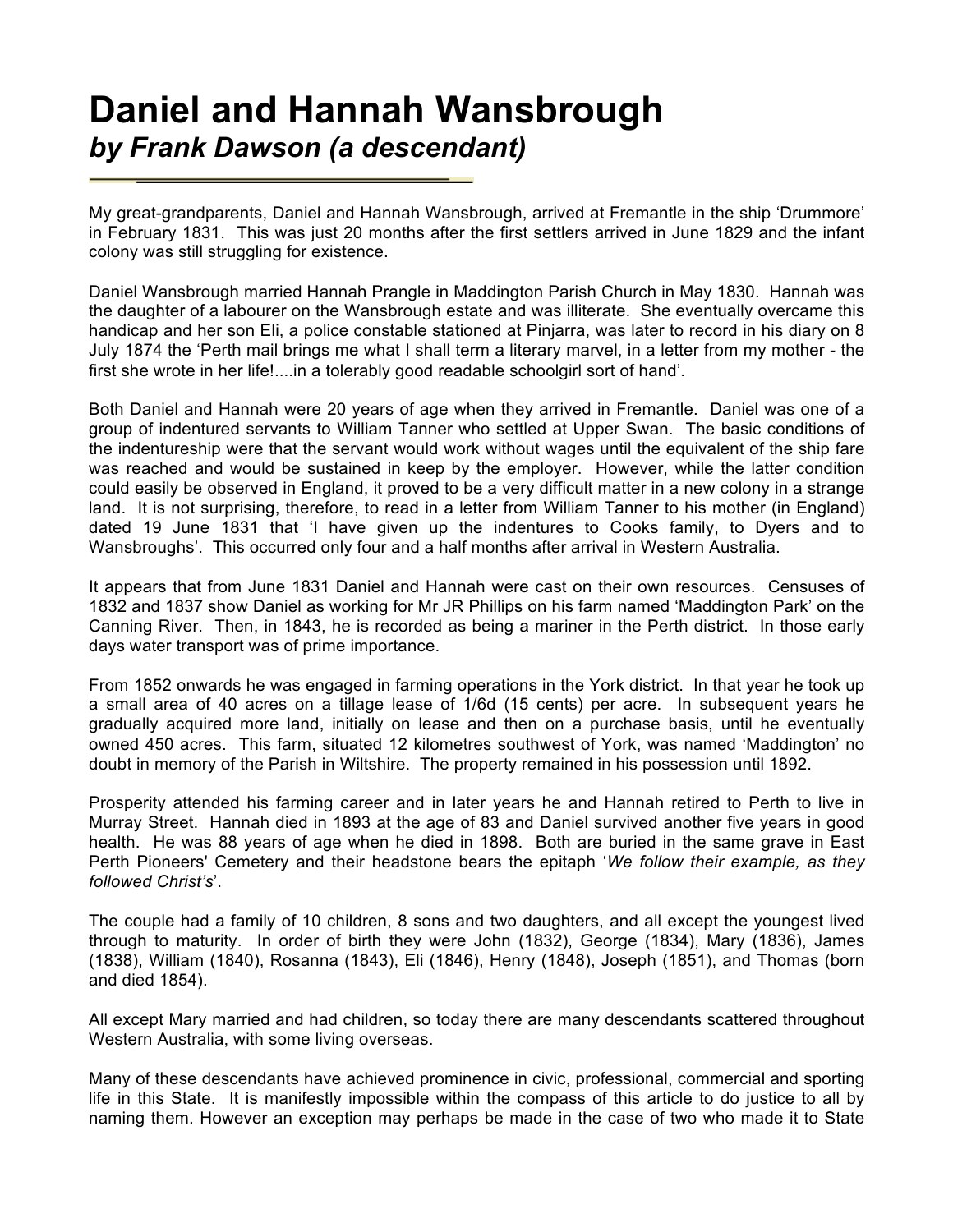# Daniel and Hannah Wansbrough
## *by Frank Dawson (a descendant)*

My great-grandparents, Daniel and Hannah Wansbrough, arrived at Fremantle in the ship 'Drummore' in February 1831. This was just 20 months after the first settlers arrived in June 1829 and the infant colony was still struggling for existence.

Daniel Wansbrough married Hannah Prangle in Maddington Parish Church in May 1830. Hannah was the daughter of a labourer on the Wansbrough estate and was illiterate. She eventually overcame this handicap and her son Eli, a police constable stationed at Pinjarra, was later to record in his diary on 8 July 1874 the 'Perth mail brings me what I shall term a literary marvel, in a letter from my mother - the first she wrote in her life!....in a tolerably good readable schoolgirl sort of hand'.

Both Daniel and Hannah were 20 years of age when they arrived in Fremantle. Daniel was one of a group of indentured servants to William Tanner who settled at Upper Swan. The basic conditions of the indentureship were that the servant would work without wages until the equivalent of the ship fare was reached and would be sustained in keep by the employer. However, while the latter condition could easily be observed in England, it proved to be a very difficult matter in a new colony in a strange land. It is not surprising, therefore, to read in a letter from William Tanner to his mother (in England) dated 19 June 1831 that 'I have given up the indentures to Cooks family, to Dyers and to Wansbroughs'. This occurred only four and a half months after arrival in Western Australia.

It appears that from June 1831 Daniel and Hannah were cast on their own resources. Censuses of 1832 and 1837 show Daniel as working for Mr JR Phillips on his farm named 'Maddington Park' on the Canning River. Then, in 1843, he is recorded as being a mariner in the Perth district. In those early days water transport was of prime importance.

From 1852 onwards he was engaged in farming operations in the York district. In that year he took up a small area of 40 acres on a tillage lease of 1/6d (15 cents) per acre. In subsequent years he gradually acquired more land, initially on lease and then on a purchase basis, until he eventually owned 450 acres. This farm, situated 12 kilometres southwest of York, was named 'Maddington' no doubt in memory of the Parish in Wiltshire. The property remained in his possession until 1892.

Prosperity attended his farming career and in later years he and Hannah retired to Perth to live in Murray Street. Hannah died in 1893 at the age of 83 and Daniel survived another five years in good health. He was 88 years of age when he died in 1898. Both are buried in the same grave in East Perth Pioneers' Cemetery and their headstone bears the epitaph '*We follow their example, as they followed Christ's*'.

The couple had a family of 10 children, 8 sons and two daughters, and all except the youngest lived through to maturity. In order of birth they were John (1832), George (1834), Mary (1836), James (1838), William (1840), Rosanna (1843), Eli (1846), Henry (1848), Joseph (1851), and Thomas (born and died 1854).

All except Mary married and had children, so today there are many descendants scattered throughout Western Australia, with some living overseas.

Many of these descendants have achieved prominence in civic, professional, commercial and sporting life in this State. It is manifestly impossible within the compass of this article to do justice to all by naming them. However an exception may perhaps be made in the case of two who made it to State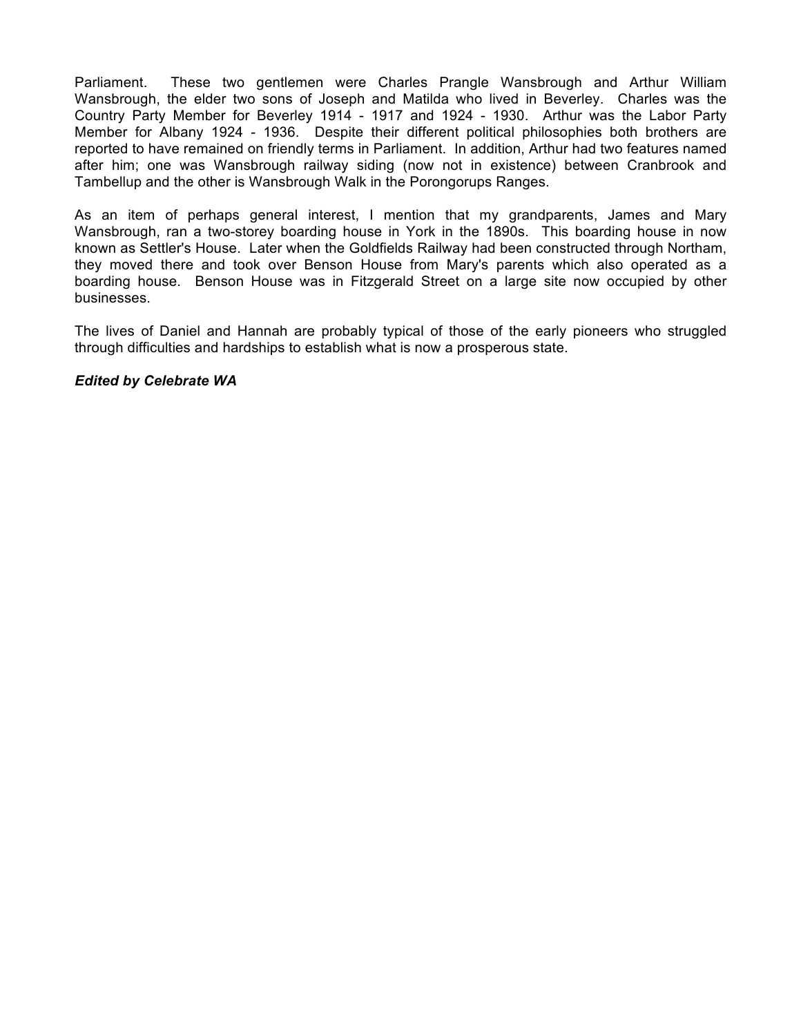Parliament. These two gentlemen were Charles Prangle Wansbrough and Arthur William Wansbrough, the elder two sons of Joseph and Matilda who lived in Beverley. Charles was the Country Party Member for Beverley 1914 - 1917 and 1924 - 1930. Arthur was the Labor Party Member for Albany 1924 - 1936. Despite their different political philosophies both brothers are reported to have remained on friendly terms in Parliament. In addition, Arthur had two features named after him; one was Wansbrough railway siding (now not in existence) between Cranbrook and Tambellup and the other is Wansbrough Walk in the Porongorups Ranges.

As an item of perhaps general interest, I mention that my grandparents, James and Mary Wansbrough, ran a two-storey boarding house in York in the 1890s. This boarding house in now known as Settler's House. Later when the Goldfields Railway had been constructed through Northam, they moved there and took over Benson House from Mary's parents which also operated as a boarding house. Benson House was in Fitzgerald Street on a large site now occupied by other businesses.

The lives of Daniel and Hannah are probably typical of those of the early pioneers who struggled through difficulties and hardships to establish what is now a prosperous state.

***Edited by Celebrate WA***